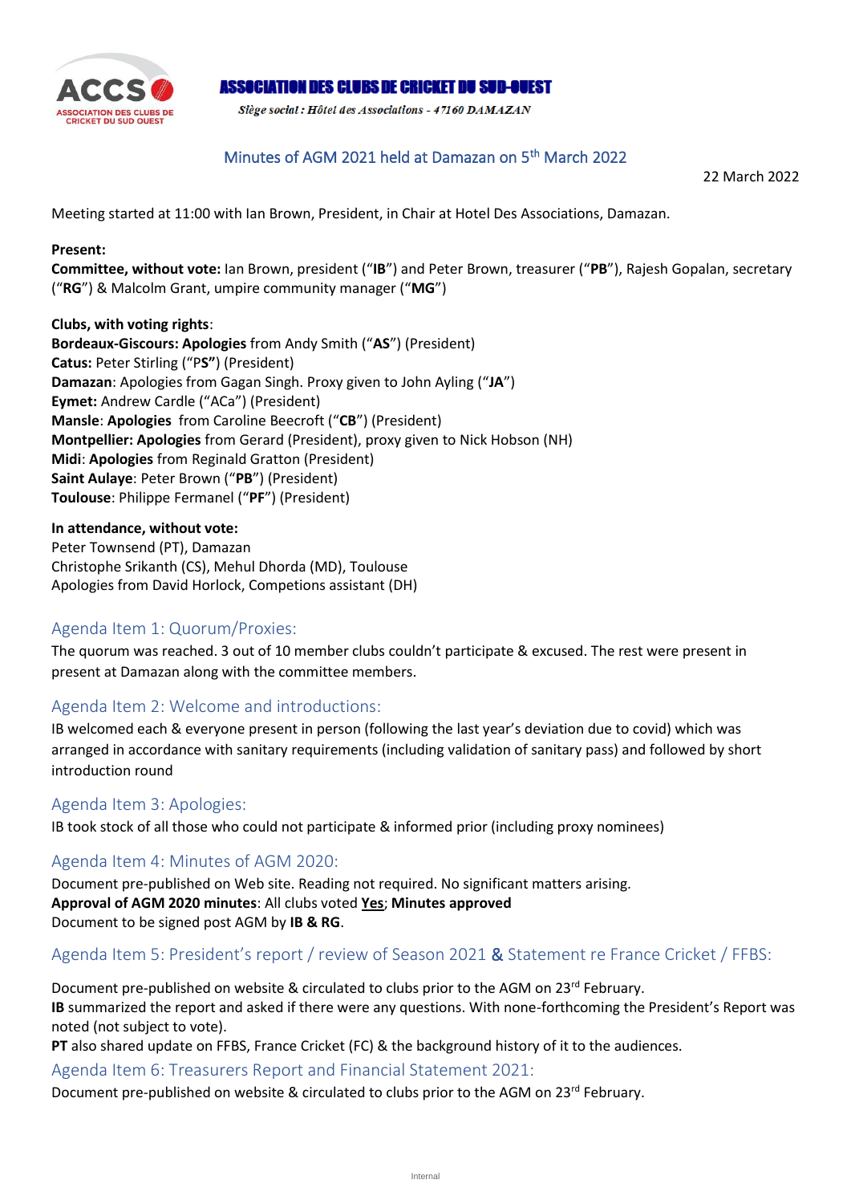**ASSOCIATION DES CLUBS DE CRICKET DU SUD-OUEST**

*Siège social : Hôtel des Associations - 47160 DAMAZAN*

# Minutes of AGM 2021 held at Damazan on 5th March 2022

22 March 2022

Meeting started at 11:00 with Ian Brown, President, in Chair at Hotel Des Associations, Damazan.

**Present:**
**Committee, without vote:** Ian Brown, president ("**IB**") and Peter Brown, treasurer ("**PB**"), Rajesh Gopalan, secretary ("**RG**") & Malcolm Grant, umpire community manager ("**MG**")

**Clubs, with voting rights**:
**Bordeaux-Giscours: Apologies** from Andy Smith ("**AS**") (President)
**Catus:** Peter Stirling ("P**S"**) (President)
**Damazan**: Apologies from Gagan Singh. Proxy given to John Ayling ("**JA**")
**Eymet:** Andrew Cardle ("ACa") (President)
**Mansle**: **Apologies** from Caroline Beecroft ("**CB**") (President)
**Montpellier: Apologies** from Gerard (President), proxy given to Nick Hobson (NH)
**Midi**: **Apologies** from Reginald Gratton (President)
**Saint Aulaye**: Peter Brown ("**PB**") (President)
**Toulouse**: Philippe Fermanel ("**PF**") (President)

**In attendance, without vote:**
Peter Townsend (PT), Damazan
Christophe Srikanth (CS), Mehul Dhorda (MD), Toulouse
Apologies from David Horlock, Competions assistant (DH)

## Agenda Item 1: Quorum/Proxies:

The quorum was reached. 3 out of 10 member clubs couldn't participate & excused. The rest were present in present at Damazan along with the committee members.

## Agenda Item 2: Welcome and introductions:

IB welcomed each & everyone present in person (following the last year's deviation due to covid) which was arranged in accordance with sanitary requirements (including validation of sanitary pass) and followed by short introduction round

## Agenda Item 3: Apologies:

IB took stock of all those who could not participate & informed prior (including proxy nominees)

## Agenda Item 4: Minutes of AGM 2020:

Document pre-published on Web site. Reading not required. No significant matters arising.
**Approval of AGM 2020 minutes**: All clubs voted **Yes**; **Minutes approved**
Document to be signed post AGM by **IB & RG**.

## Agenda Item 5: President's report / review of Season 2021 & Statement re France Cricket / FFBS:

Document pre-published on website & circulated to clubs prior to the AGM on 23rd February.
**IB** summarized the report and asked if there were any questions. With none-forthcoming the President's Report was noted (not subject to vote).
**PT** also shared update on FFBS, France Cricket (FC) & the background history of it to the audiences.

## Agenda Item 6: Treasurers Report and Financial Statement 2021:

Document pre-published on website & circulated to clubs prior to the AGM on 23rd February.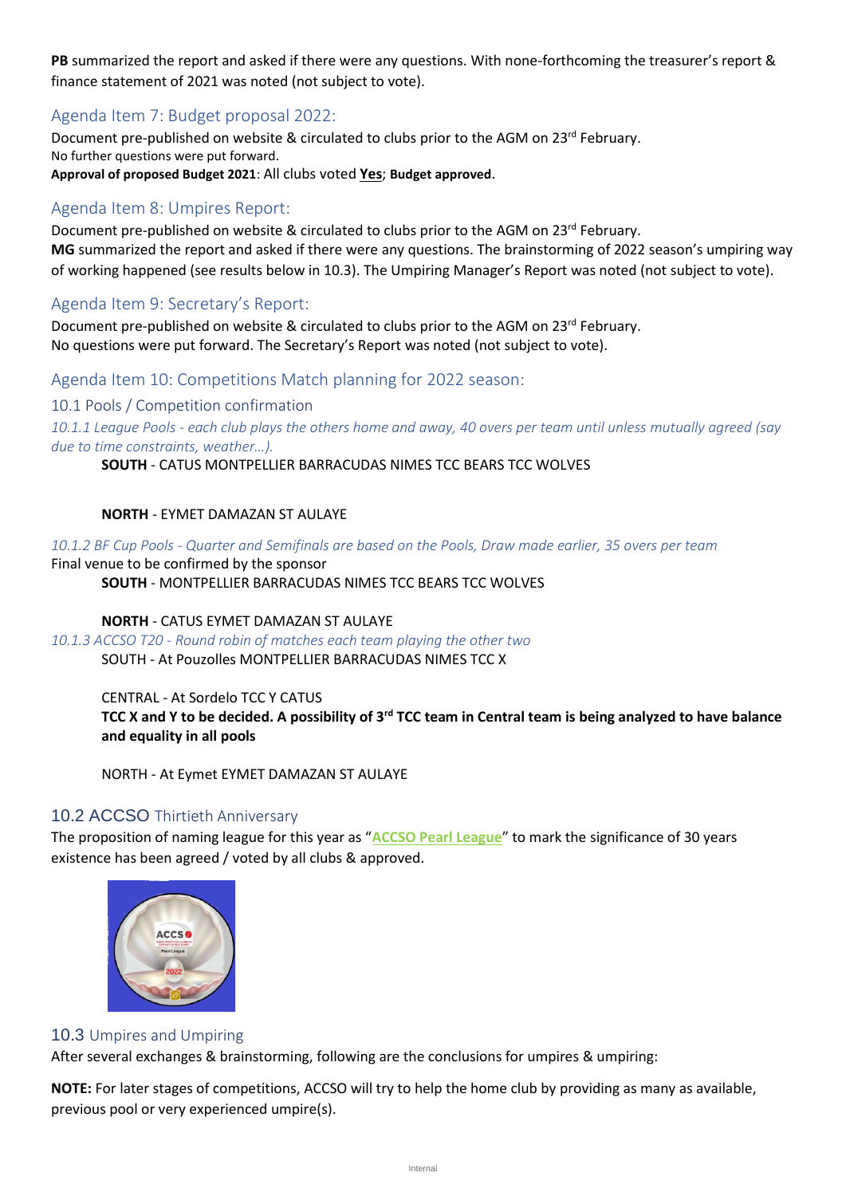**PB** summarized the report and asked if there were any questions. With none-forthcoming the treasurer's report & finance statement of 2021 was noted (not subject to vote).

## Agenda Item 7: Budget proposal 2022:

Document pre-published on website & circulated to clubs prior to the AGM on 23rd February.
No further questions were put forward.
**Approval of proposed Budget 2021**: All clubs voted **Yes**; **Budget approved**.

## Agenda Item 8: Umpires Report:

Document pre-published on website & circulated to clubs prior to the AGM on 23rd February.
**MG** summarized the report and asked if there were any questions. The brainstorming of 2022 season's umpiring way of working happened (see results below in 10.3). The Umpiring Manager's Report was noted (not subject to vote).

## Agenda Item 9: Secretary's Report:

Document pre-published on website & circulated to clubs prior to the AGM on 23rd February.
No questions were put forward. The Secretary's Report was noted (not subject to vote).

## Agenda Item 10: Competitions Match planning for 2022 season:

### 10.1 Pools / Competition confirmation

*10.1.1 League Pools - each club plays the others home and away, 40 overs per team until unless mutually agreed (say due to time constraints, weather…).*

**SOUTH** - CATUS MONTPELLIER BARRACUDAS NIMES TCC BEARS TCC WOLVES

**NORTH** - EYMET DAMAZAN ST AULAYE

*10.1.2 BF Cup Pools - Quarter and Semifinals are based on the Pools, Draw made earlier, 35 overs per team*
Final venue to be confirmed by the sponsor

**SOUTH** - MONTPELLIER BARRACUDAS NIMES TCC BEARS TCC WOLVES

**NORTH** - CATUS EYMET DAMAZAN ST AULAYE

*10.1.3 ACCSO T20 - Round robin of matches each team playing the other two*

SOUTH - At Pouzolles MONTPELLIER BARRACUDAS NIMES TCC X

CENTRAL - At Sordelo TCC Y CATUS
**TCC X and Y to be decided. A possibility of 3rd TCC team in Central team is being analyzed to have balance and equality in all pools**

NORTH - At Eymet EYMET DAMAZAN ST AULAYE

### 10.2 ACCSO Thirtieth Anniversary

The proposition of naming league for this year as "**ACCSO Pearl League**" to mark the significance of 30 years existence has been agreed / voted by all clubs & approved.

### 10.3 Umpires and Umpiring

After several exchanges & brainstorming, following are the conclusions for umpires & umpiring:

**NOTE:** For later stages of competitions, ACCSO will try to help the home club by providing as many as available, previous pool or very experienced umpire(s).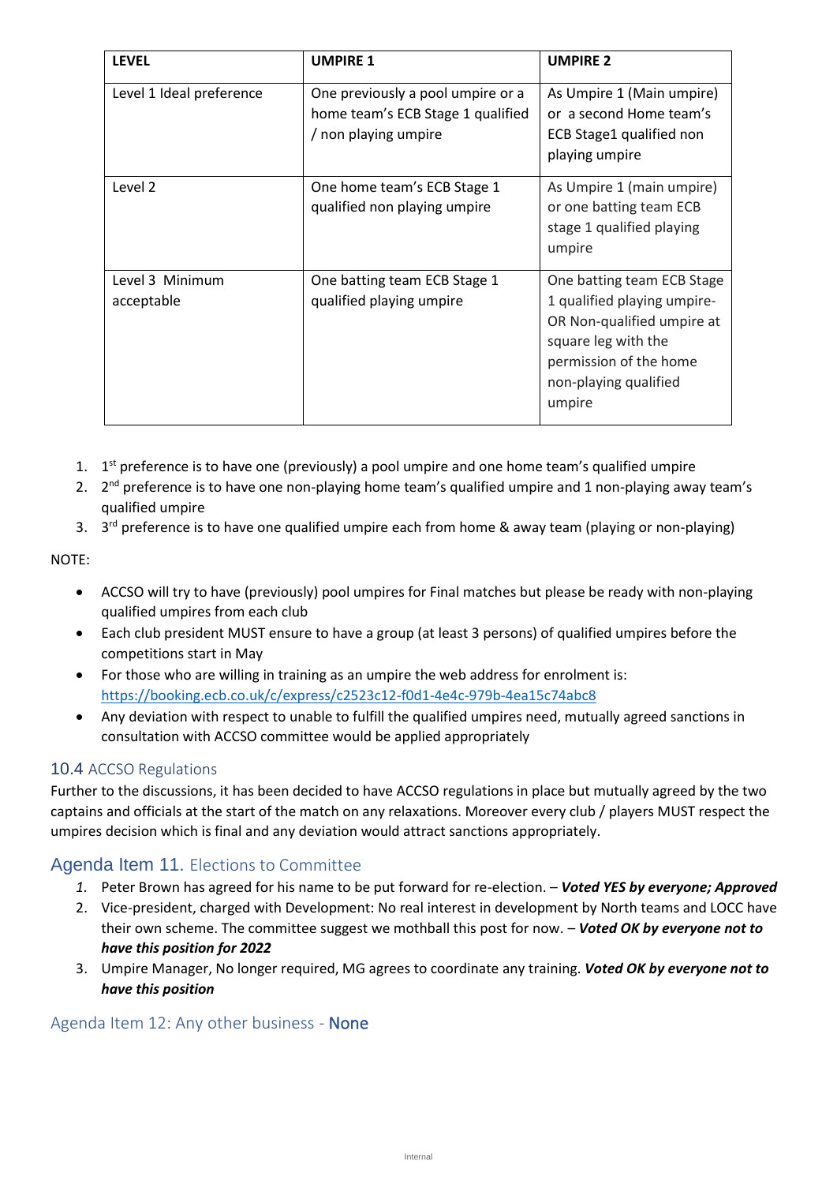| LEVEL | UMPIRE 1 | UMPIRE 2 |
|---|---|---|
| Level 1 Ideal preference | One previously a pool umpire or a home team's ECB Stage 1 qualified / non playing umpire | As Umpire 1 (Main umpire) or a second Home team's ECB Stage1 qualified non playing umpire |
| Level 2 | One home team's ECB Stage 1 qualified non playing umpire | As Umpire 1 (main umpire) or one batting team ECB stage 1 qualified playing umpire |
| Level 3 Minimum acceptable | One batting team ECB Stage 1 qualified playing umpire | One batting team ECB Stage 1 qualified playing umpire- OR Non-qualified umpire at square leg with the permission of the home non-playing qualified umpire |

1. 1st preference is to have one (previously) a pool umpire and one home team's qualified umpire
2. 2nd preference is to have one non-playing home team's qualified umpire and 1 non-playing away team's qualified umpire
3. 3rd preference is to have one qualified umpire each from home & away team (playing or non-playing)

NOTE:

- ACCSO will try to have (previously) pool umpires for Final matches but please be ready with non-playing qualified umpires from each club
- Each club president MUST ensure to have a group (at least 3 persons) of qualified umpires before the competitions start in May
- For those who are willing in training as an umpire the web address for enrolment is: https://booking.ecb.co.uk/c/express/c2523c12-f0d1-4e4c-979b-4ea15c74abc8
- Any deviation with respect to unable to fulfill the qualified umpires need, mutually agreed sanctions in consultation with ACCSO committee would be applied appropriately

### 10.4 ACCSO Regulations

Further to the discussions, it has been decided to have ACCSO regulations in place but mutually agreed by the two captains and officials at the start of the match on any relaxations. Moreover every club / players MUST respect the umpires decision which is final and any deviation would attract sanctions appropriately.

## Agenda Item 11. Elections to Committee

1. Peter Brown has agreed for his name to be put forward for re-election. – ***Voted YES by everyone; Approved***
2. Vice-president, charged with Development: No real interest in development by North teams and LOCC have their own scheme. The committee suggest we mothball this post for now. – ***Voted OK by everyone not to have this position for 2022***
3. Umpire Manager, No longer required, MG agrees to coordinate any training. ***Voted OK by everyone not to have this position***

## Agenda Item 12: Any other business - None